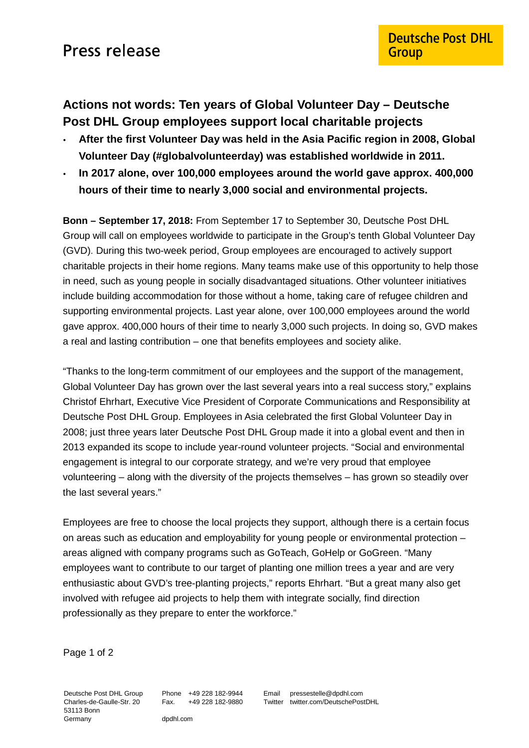Press release

**Deutsche Post DHL Group**

# Actions not words: Ten years of Global Volunteer Day – Deutsche Post DHL Group employees support local charitable projects

- **After the first Volunteer Day was held in the Asia Pacific region in 2008, Global Volunteer Day (#globalvolunteerday) was established worldwide in 2011.**
- **In 2017 alone, over 100,000 employees around the world gave approx. 400,000 hours of their time to nearly 3,000 social and environmental projects.**

**Bonn – September 17, 2018:** From September 17 to September 30, Deutsche Post DHL Group will call on employees worldwide to participate in the Group's tenth Global Volunteer Day (GVD). During this two-week period, Group employees are encouraged to actively support charitable projects in their home regions. Many teams make use of this opportunity to help those in need, such as young people in socially disadvantaged situations. Other volunteer initiatives include building accommodation for those without a home, taking care of refugee children and supporting environmental projects. Last year alone, over 100,000 employees around the world gave approx. 400,000 hours of their time to nearly 3,000 such projects. In doing so, GVD makes a real and lasting contribution – one that benefits employees and society alike.

"Thanks to the long-term commitment of our employees and the support of the management, Global Volunteer Day has grown over the last several years into a real success story," explains Christof Ehrhart, Executive Vice President of Corporate Communications and Responsibility at Deutsche Post DHL Group. Employees in Asia celebrated the first Global Volunteer Day in 2008; just three years later Deutsche Post DHL Group made it into a global event and then in 2013 expanded its scope to include year-round volunteer projects. "Social and environmental engagement is integral to our corporate strategy, and we're very proud that employee volunteering – along with the diversity of the projects themselves – has grown so steadily over the last several years."

Employees are free to choose the local projects they support, although there is a certain focus on areas such as education and employability for young people or environmental protection – areas aligned with company programs such as GoTeach, GoHelp or GoGreen. "Many employees want to contribute to our target of planting one million trees a year and are very enthusiastic about GVD's tree-planting projects," reports Ehrhart. "But a great many also get involved with refugee aid projects to help them with integrate socially, find direction professionally as they prepare to enter the workforce."

Deutsche Post DHL Group
Charles-de-Gaulle-Str. 20
53113 Bonn
Germany

Phone +49 228 182-9944
Fax. +49 228 182-9880

dpdhl.com

Email pressestelle@dpdhl.com
Twitter twitter.com/DeutschePostDHL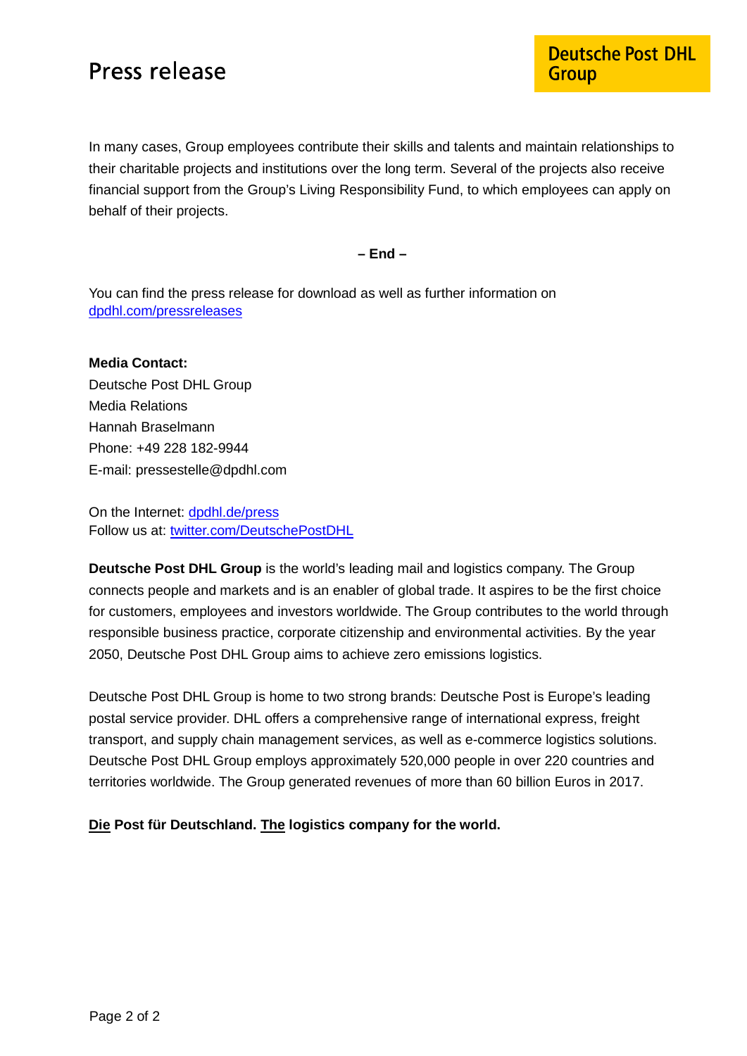In many cases, Group employees contribute their skills and talents and maintain relationships to their charitable projects and institutions over the long term. Several of the projects also receive financial support from the Group's Living Responsibility Fund, to which employees can apply on behalf of their projects.

**– End –**

You can find the press release for download as well as further information on dpdhl.com/pressreleases

**Media Contact:**
Deutsche Post DHL Group
Media Relations
Hannah Braselmann
Phone: +49 228 182-9944
E-mail: pressestelle@dpdhl.com

On the Internet: dpdhl.de/press
Follow us at: twitter.com/DeutschePostDHL

**Deutsche Post DHL Group** is the world's leading mail and logistics company. The Group connects people and markets and is an enabler of global trade. It aspires to be the first choice for customers, employees and investors worldwide. The Group contributes to the world through responsible business practice, corporate citizenship and environmental activities. By the year 2050, Deutsche Post DHL Group aims to achieve zero emissions logistics.

Deutsche Post DHL Group is home to two strong brands: Deutsche Post is Europe's leading postal service provider. DHL offers a comprehensive range of international express, freight transport, and supply chain management services, as well as e-commerce logistics solutions. Deutsche Post DHL Group employs approximately 520,000 people in over 220 countries and territories worldwide. The Group generated revenues of more than 60 billion Euros in 2017.

**Die Post für Deutschland. The logistics company for the world.**